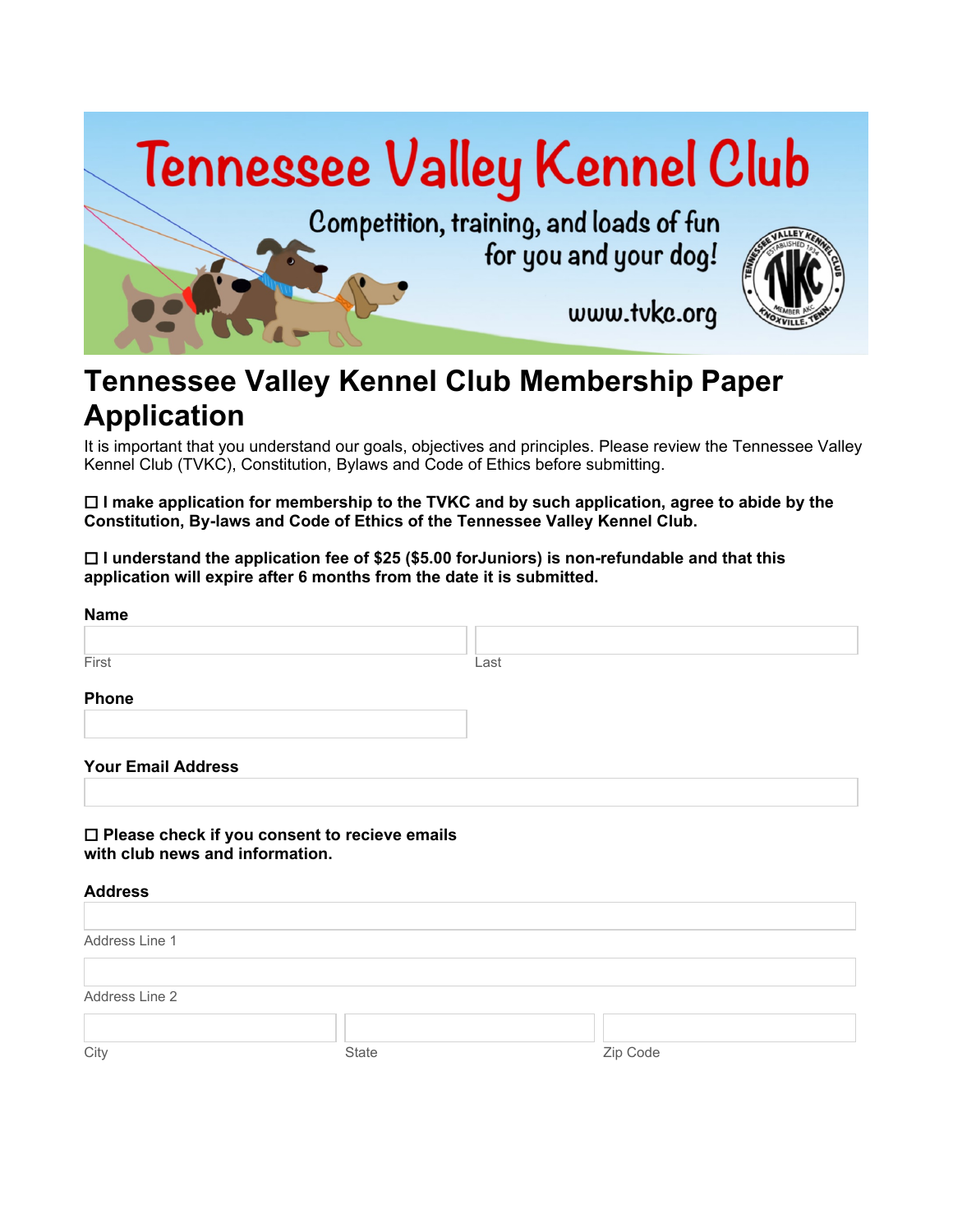Tennessee Valley Kennel Club

Competition, training, and loads of fun for you and your dog!

www.tvkc.org

# Tennessee Valley Kennel Club Membership Paper Application

It is important that you understand our goals, objectives and principles. Please review the Tennessee Valley Kennel Club (TVKC), Constitution, Bylaws and Code of Ethics before submitting.

**☐ I make application for membership to the TVKC and by such application, agree to abide by the Constitution, By-laws and Code of Ethics of the Tennessee Valley Kennel Club.**

**☐ I understand the application fee of $25 ($5.00 forJuniors) is non-refundable and that this application will expire after 6 months from the date it is submitted.**

**Name**

First ____________________ Last ____________________

**Phone**

____________________

**Your Email Address**

____________________

**☐ Please check if you consent to recieve emails with club news and information.**

**Address**

____________________

Address Line 1

____________________

Address Line 2

City ____________________ State ____________________ Zip Code ____________________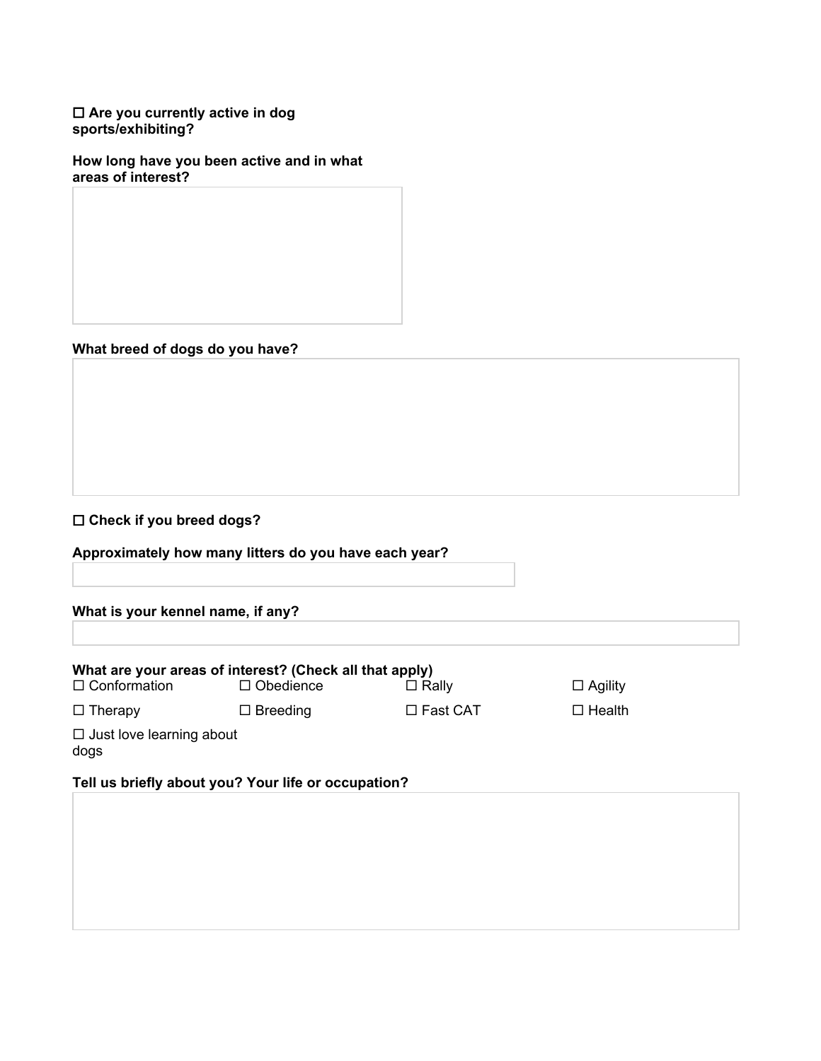☐ **Are you currently active in dog sports/exhibiting?**

**How long have you been active and in what areas of interest?**

**What breed of dogs do you have?**

☐ **Check if you breed dogs?**

**Approximately how many litters do you have each year?**

**What is your kennel name, if any?**

**What are your areas of interest? (Check all that apply)**

☐ Conformation ☐ Obedience ☐ Rally ☐ Agility

☐ Therapy ☐ Breeding ☐ Fast CAT ☐ Health

☐ Just love learning about dogs

**Tell us briefly about you? Your life or occupation?**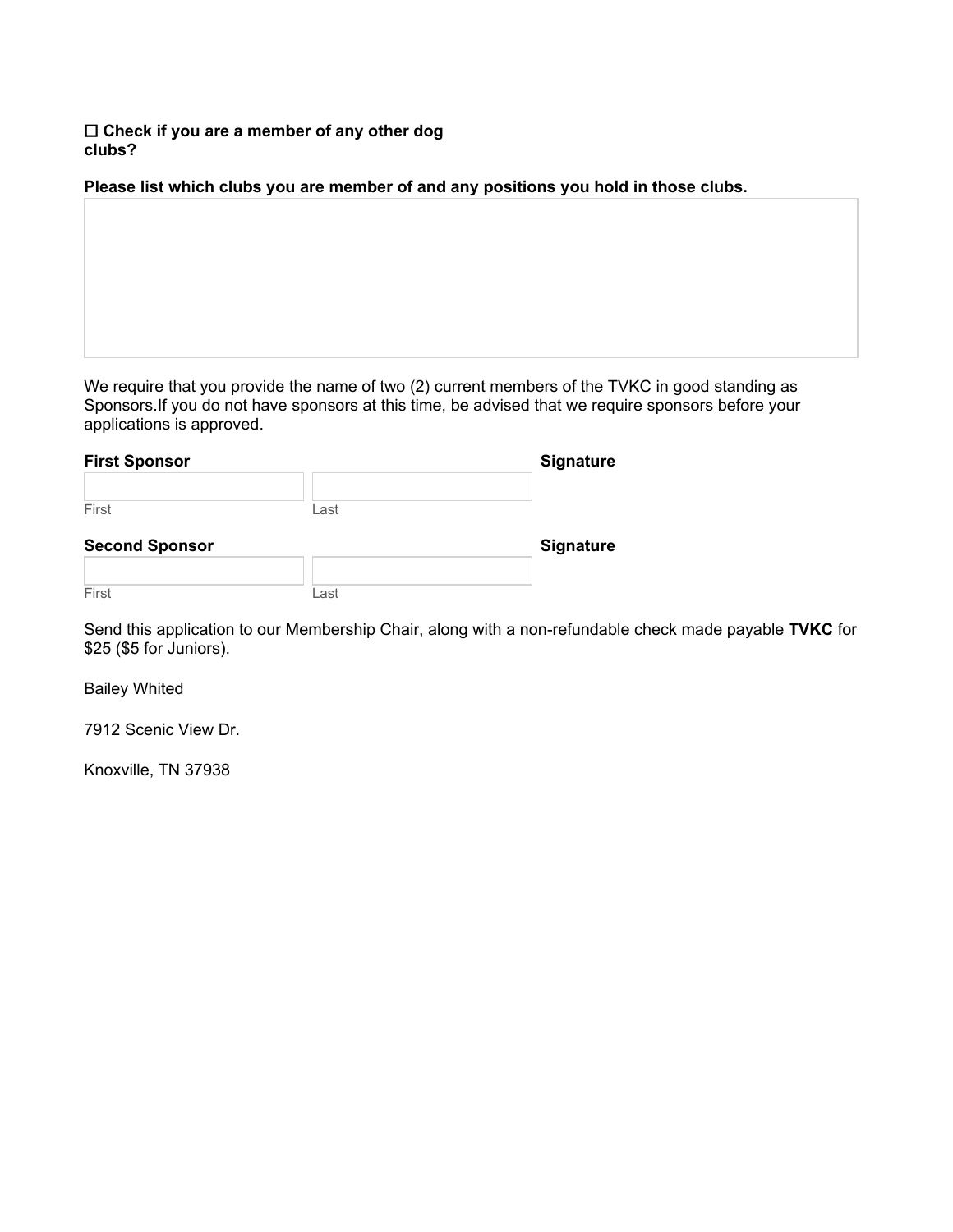☐ **Check if you are a member of any other dog clubs?**

**Please list which clubs you are member of and any positions you hold in those clubs.**

We require that you provide the name of two (2) current members of the TVKC in good standing as Sponsors.If you do not have sponsors at this time, be advised that we require sponsors before your applications is approved.

**First Sponsor** **Signature**

First Last

**Second Sponsor** **Signature**

First Last

Send this application to our Membership Chair, along with a non-refundable check made payable **TVKC** for $25 ($5 for Juniors).

Bailey Whited

7912 Scenic View Dr.

Knoxville, TN 37938